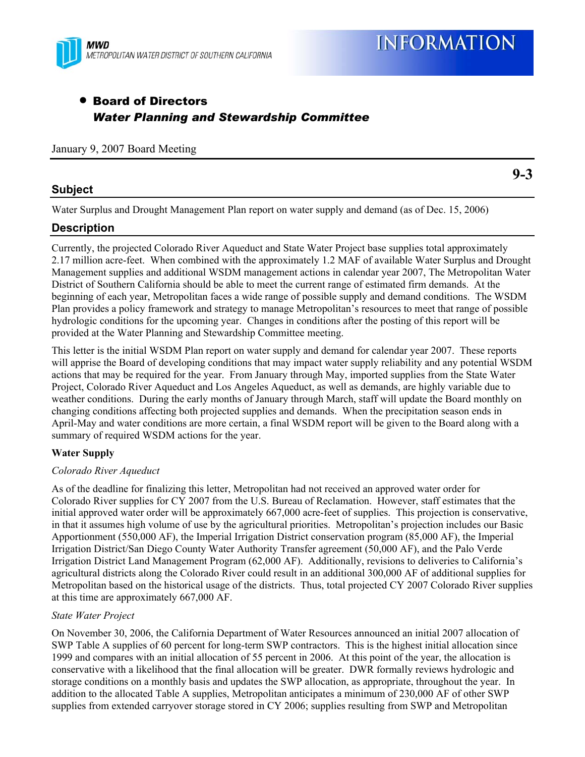MWD
METROPOLITAN WATER DISTRICT OF SOUTHERN CALIFORNIA

# INFORMATION

- **Board of Directors**
  ***Water Planning and Stewardship Committee***

January 9, 2007 Board Meeting

**9-3**

## Subject

Water Surplus and Drought Management Plan report on water supply and demand (as of Dec. 15, 2006)

## Description

Currently, the projected Colorado River Aqueduct and State Water Project base supplies total approximately 2.17 million acre-feet. When combined with the approximately 1.2 MAF of available Water Surplus and Drought Management supplies and additional WSDM management actions in calendar year 2007, The Metropolitan Water District of Southern California should be able to meet the current range of estimated firm demands. At the beginning of each year, Metropolitan faces a wide range of possible supply and demand conditions. The WSDM Plan provides a policy framework and strategy to manage Metropolitan's resources to meet that range of possible hydrologic conditions for the upcoming year. Changes in conditions after the posting of this report will be provided at the Water Planning and Stewardship Committee meeting.

This letter is the initial WSDM Plan report on water supply and demand for calendar year 2007. These reports will apprise the Board of developing conditions that may impact water supply reliability and any potential WSDM actions that may be required for the year. From January through May, imported supplies from the State Water Project, Colorado River Aqueduct and Los Angeles Aqueduct, as well as demands, are highly variable due to weather conditions. During the early months of January through March, staff will update the Board monthly on changing conditions affecting both projected supplies and demands. When the precipitation season ends in April-May and water conditions are more certain, a final WSDM report will be given to the Board along with a summary of required WSDM actions for the year.

**Water Supply**

*Colorado River Aqueduct*

As of the deadline for finalizing this letter, Metropolitan had not received an approved water order for Colorado River supplies for CY 2007 from the U.S. Bureau of Reclamation. However, staff estimates that the initial approved water order will be approximately 667,000 acre-feet of supplies. This projection is conservative, in that it assumes high volume of use by the agricultural priorities. Metropolitan's projection includes our Basic Apportionment (550,000 AF), the Imperial Irrigation District conservation program (85,000 AF), the Imperial Irrigation District/San Diego County Water Authority Transfer agreement (50,000 AF), and the Palo Verde Irrigation District Land Management Program (62,000 AF). Additionally, revisions to deliveries to California's agricultural districts along the Colorado River could result in an additional 300,000 AF of additional supplies for Metropolitan based on the historical usage of the districts. Thus, total projected CY 2007 Colorado River supplies at this time are approximately 667,000 AF.

*State Water Project*

On November 30, 2006, the California Department of Water Resources announced an initial 2007 allocation of SWP Table A supplies of 60 percent for long-term SWP contractors. This is the highest initial allocation since 1999 and compares with an initial allocation of 55 percent in 2006. At this point of the year, the allocation is conservative with a likelihood that the final allocation will be greater. DWR formally reviews hydrologic and storage conditions on a monthly basis and updates the SWP allocation, as appropriate, throughout the year. In addition to the allocated Table A supplies, Metropolitan anticipates a minimum of 230,000 AF of other SWP supplies from extended carryover storage stored in CY 2006; supplies resulting from SWP and Metropolitan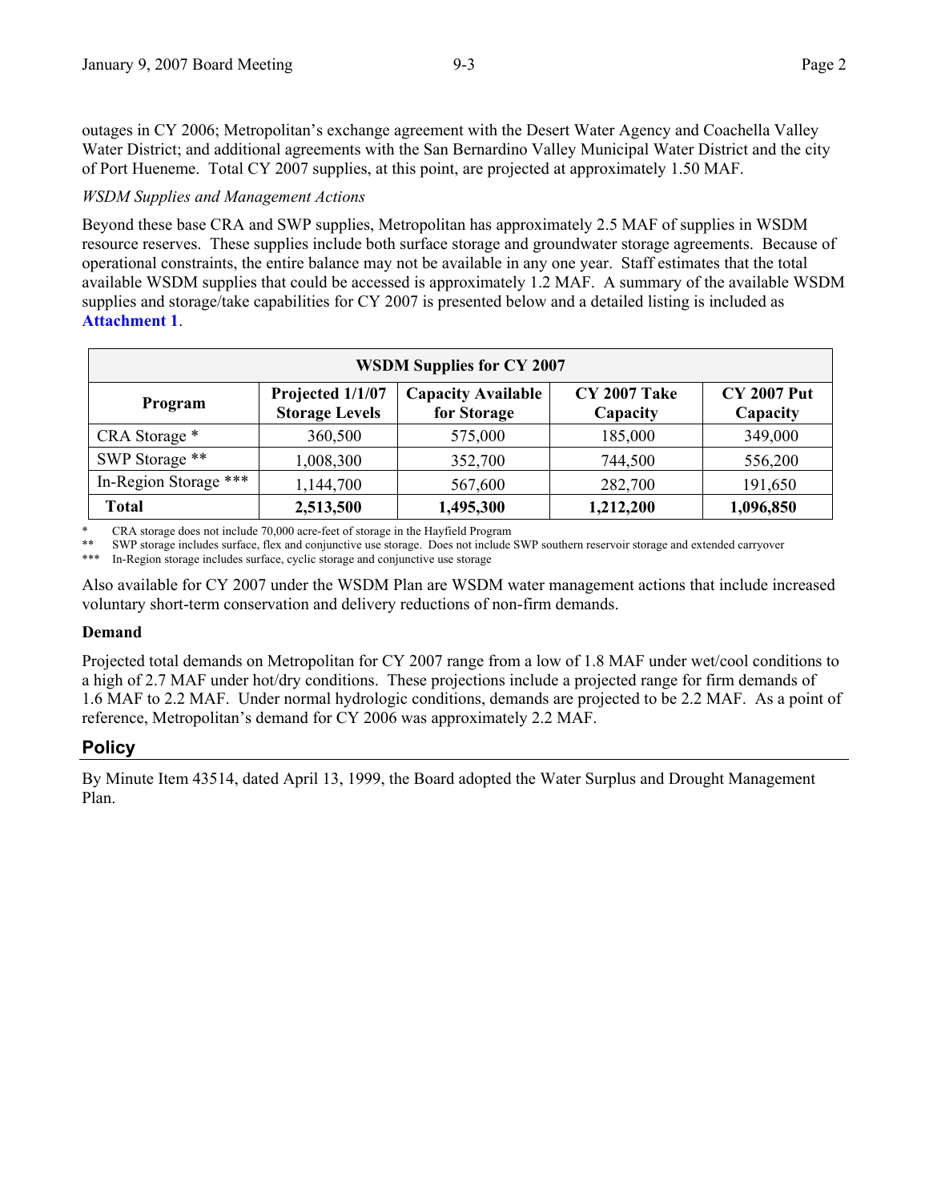outages in CY 2006; Metropolitan's exchange agreement with the Desert Water Agency and Coachella Valley Water District; and additional agreements with the San Bernardino Valley Municipal Water District and the city of Port Hueneme. Total CY 2007 supplies, at this point, are projected at approximately 1.50 MAF.

*WSDM Supplies and Management Actions*

Beyond these base CRA and SWP supplies, Metropolitan has approximately 2.5 MAF of supplies in WSDM resource reserves. These supplies include both surface storage and groundwater storage agreements. Because of operational constraints, the entire balance may not be available in any one year. Staff estimates that the total available WSDM supplies that could be accessed is approximately 1.2 MAF. A summary of the available WSDM supplies and storage/take capabilities for CY 2007 is presented below and a detailed listing is included as **Attachment 1**.

| WSDM Supplies for CY 2007 | | | | |
|---|---|---|---|---|
| **Program** | **Projected 1/1/07 Storage Levels** | **Capacity Available for Storage** | **CY 2007 Take Capacity** | **CY 2007 Put Capacity** |
| CRA Storage * | 360,500 | 575,000 | 185,000 | 349,000 |
| SWP Storage ** | 1,008,300 | 352,700 | 744,500 | 556,200 |
| In-Region Storage *** | 1,144,700 | 567,600 | 282,700 | 191,650 |
| **Total** | **2,513,500** | **1,495,300** | **1,212,200** | **1,096,850** |

\* CRA storage does not include 70,000 acre-feet of storage in the Hayfield Program
\** SWP storage includes surface, flex and conjunctive use storage. Does not include SWP southern reservoir storage and extended carryover
\*** In-Region storage includes surface, cyclic storage and conjunctive use storage

Also available for CY 2007 under the WSDM Plan are WSDM water management actions that include increased voluntary short-term conservation and delivery reductions of non-firm demands.

**Demand**

Projected total demands on Metropolitan for CY 2007 range from a low of 1.8 MAF under wet/cool conditions to a high of 2.7 MAF under hot/dry conditions. These projections include a projected range for firm demands of 1.6 MAF to 2.2 MAF. Under normal hydrologic conditions, demands are projected to be 2.2 MAF. As a point of reference, Metropolitan's demand for CY 2006 was approximately 2.2 MAF.

## Policy

By Minute Item 43514, dated April 13, 1999, the Board adopted the Water Surplus and Drought Management Plan.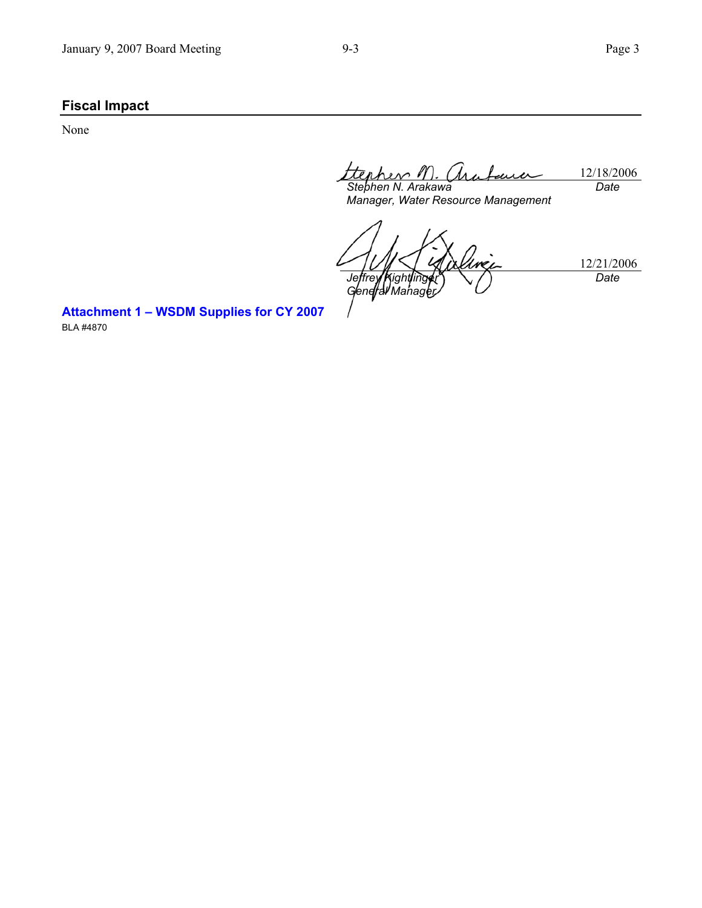## Fiscal Impact

None

| | |
|---|---|
| *Stephen N. Arakawa* | 12/18/2006 |
| *Manager, Water Resource Management* | *Date* |

| | |
|---|---|
| *Jeffrey Kightlinger* | 12/21/2006 |
| *General Manager* | *Date* |

**Attachment 1 – WSDM Supplies for CY 2007**

BLA #4870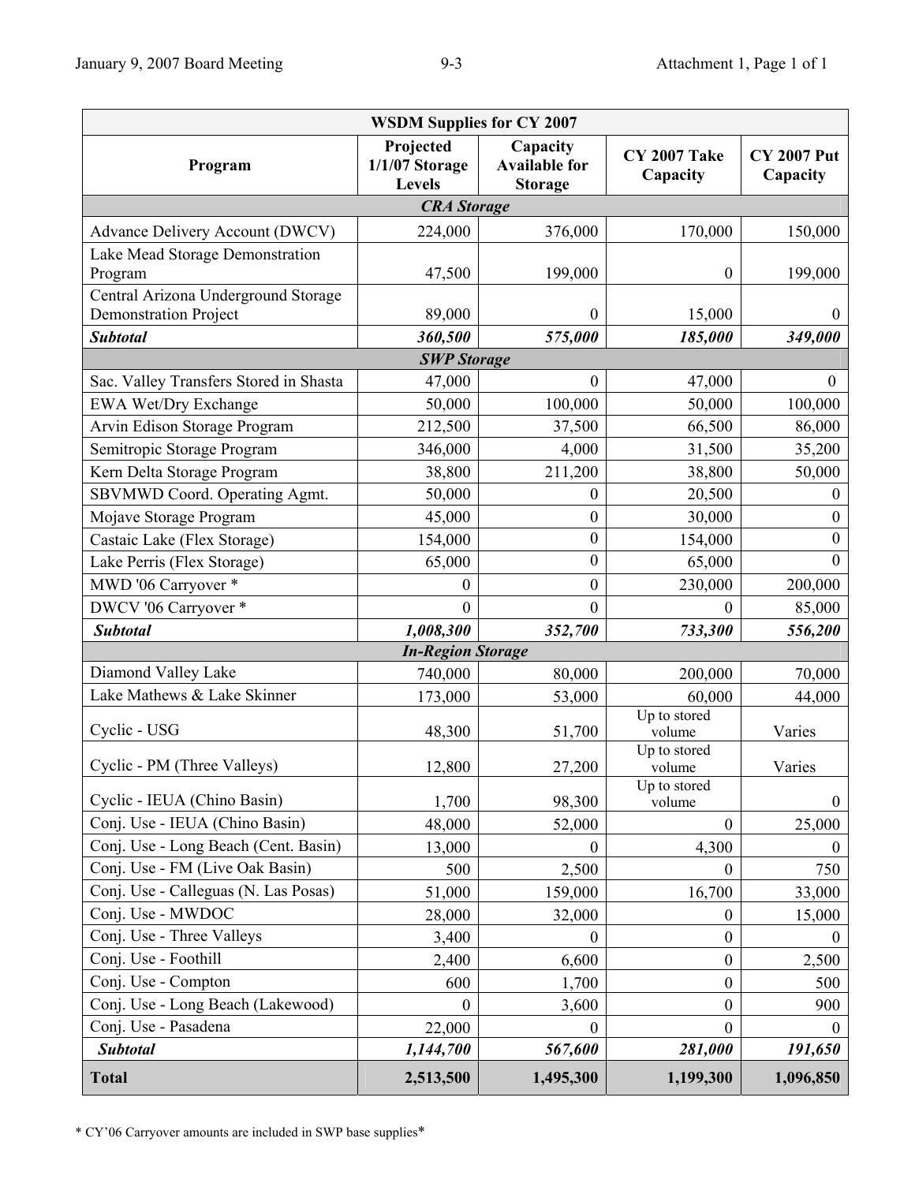| WSDM Supplies for CY 2007 | | | | |
|---|---|---|---|---|
| **Program** | **Projected 1/1/07 Storage Levels** | **Capacity Available for Storage** | **CY 2007 Take Capacity** | **CY 2007 Put Capacity** |
| ***CRA Storage*** | | | | |
| Advance Delivery Account (DWCV) | 224,000 | 376,000 | 170,000 | 150,000 |
| Lake Mead Storage Demonstration Program | 47,500 | 199,000 | 0 | 199,000 |
| Central Arizona Underground Storage Demonstration Project | 89,000 | 0 | 15,000 | 0 |
| ***Subtotal*** | ***360,500*** | ***575,000*** | ***185,000*** | ***349,000*** |
| ***SWP Storage*** | | | | |
| Sac. Valley Transfers Stored in Shasta | 47,000 | 0 | 47,000 | 0 |
| EWA Wet/Dry Exchange | 50,000 | 100,000 | 50,000 | 100,000 |
| Arvin Edison Storage Program | 212,500 | 37,500 | 66,500 | 86,000 |
| Semitropic Storage Program | 346,000 | 4,000 | 31,500 | 35,200 |
| Kern Delta Storage Program | 38,800 | 211,200 | 38,800 | 50,000 |
| SBVMWD Coord. Operating Agmt. | 50,000 | 0 | 20,500 | 0 |
| Mojave Storage Program | 45,000 | 0 | 30,000 | 0 |
| Castaic Lake (Flex Storage) | 154,000 | 0 | 154,000 | 0 |
| Lake Perris (Flex Storage) | 65,000 | 0 | 65,000 | 0 |
| MWD '06 Carryover * | 0 | 0 | 230,000 | 200,000 |
| DWCV '06 Carryover * | 0 | 0 | 0 | 85,000 |
| ***Subtotal*** | ***1,008,300*** | ***352,700*** | ***733,300*** | ***556,200*** |
| ***In-Region Storage*** | | | | |
| Diamond Valley Lake | 740,000 | 80,000 | 200,000 | 70,000 |
| Lake Mathews & Lake Skinner | 173,000 | 53,000 | 60,000 | 44,000 |
| Cyclic - USG | 48,300 | 51,700 | Up to stored volume | Varies |
| Cyclic - PM (Three Valleys) | 12,800 | 27,200 | Up to stored volume | Varies |
| Cyclic - IEUA (Chino Basin) | 1,700 | 98,300 | Up to stored volume | 0 |
| Conj. Use - IEUA (Chino Basin) | 48,000 | 52,000 | 0 | 25,000 |
| Conj. Use - Long Beach (Cent. Basin) | 13,000 | 0 | 4,300 | 0 |
| Conj. Use - FM (Live Oak Basin) | 500 | 2,500 | 0 | 750 |
| Conj. Use - Calleguas (N. Las Posas) | 51,000 | 159,000 | 16,700 | 33,000 |
| Conj. Use - MWDOC | 28,000 | 32,000 | 0 | 15,000 |
| Conj. Use - Three Valleys | 3,400 | 0 | 0 | 0 |
| Conj. Use - Foothill | 2,400 | 6,600 | 0 | 2,500 |
| Conj. Use - Compton | 600 | 1,700 | 0 | 500 |
| Conj. Use - Long Beach (Lakewood) | 0 | 3,600 | 0 | 900 |
| Conj. Use - Pasadena | 22,000 | 0 | 0 | 0 |
| ***Subtotal*** | ***1,144,700*** | ***567,600*** | ***281,000*** | ***191,650*** |
| **Total** | **2,513,500** | **1,495,300** | **1,199,300** | **1,096,850** |

* CY'06 Carryover amounts are included in SWP base supplies*